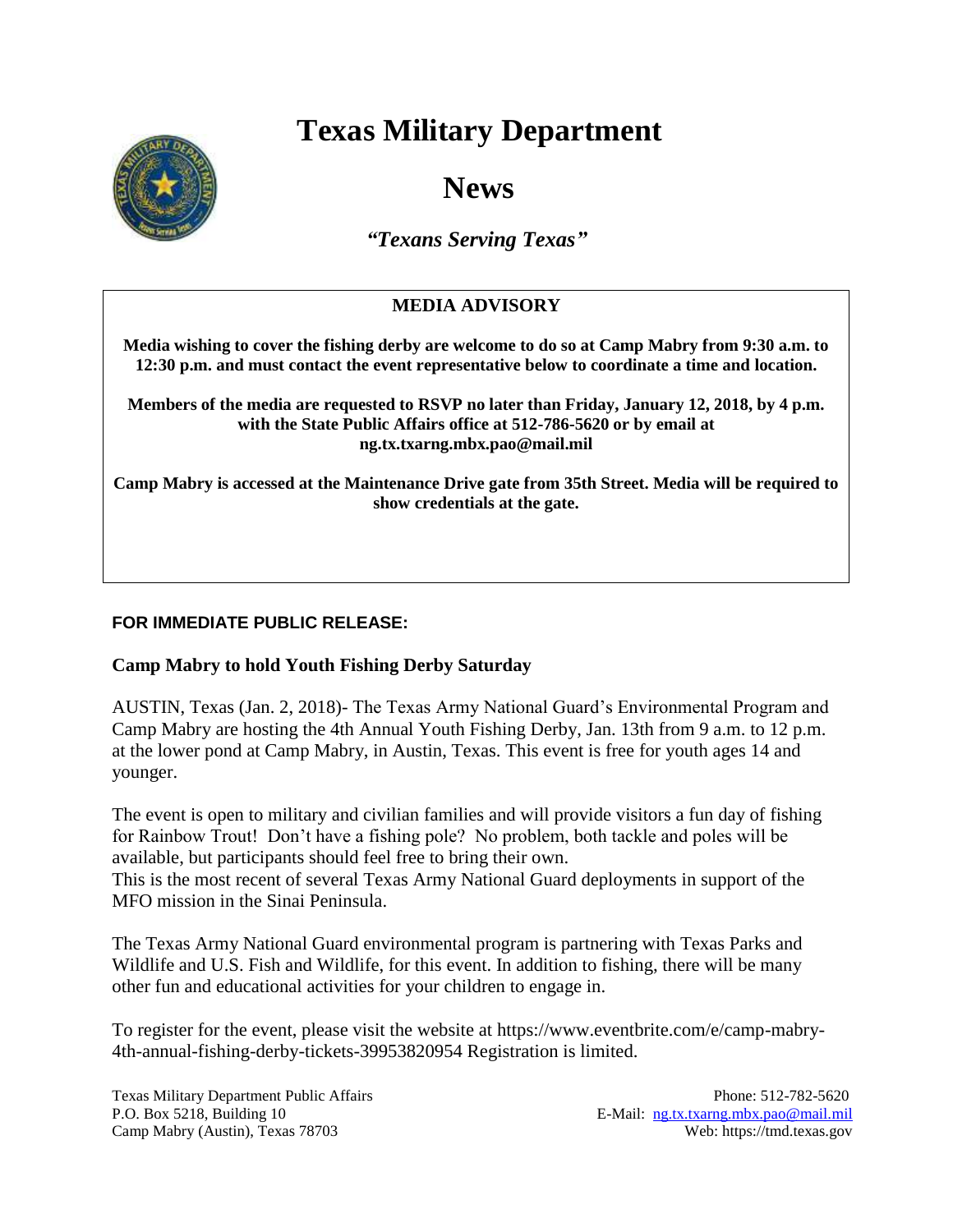# Texas Military Department

# News

*"Texans Serving Texas"*

## MEDIA ADVISORY

**Media wishing to cover the fishing derby are welcome to do so at Camp Mabry from 9:30 a.m. to 12:30 p.m. and must contact the event representative below to coordinate a time and location.**

**Members of the media are requested to RSVP no later than Friday, January 12, 2018, by 4 p.m. with the State Public Affairs office at 512-786-5620 or by email at ng.tx.txarng.mbx.pao@mail.mil**

**Camp Mabry is accessed at the Maintenance Drive gate from 35th Street. Media will be required to show credentials at the gate.**

**FOR IMMEDIATE PUBLIC RELEASE:**

**Camp Mabry to hold Youth Fishing Derby Saturday**

AUSTIN, Texas (Jan. 2, 2018)- The Texas Army National Guard's Environmental Program and Camp Mabry are hosting the 4th Annual Youth Fishing Derby, Jan. 13th from 9 a.m. to 12 p.m. at the lower pond at Camp Mabry, in Austin, Texas. This event is free for youth ages 14 and younger.

The event is open to military and civilian families and will provide visitors a fun day of fishing for Rainbow Trout! Don't have a fishing pole? No problem, both tackle and poles will be available, but participants should feel free to bring their own.
This is the most recent of several Texas Army National Guard deployments in support of the MFO mission in the Sinai Peninsula.

The Texas Army National Guard environmental program is partnering with Texas Parks and Wildlife and U.S. Fish and Wildlife, for this event. In addition to fishing, there will be many other fun and educational activities for your children to engage in.

To register for the event, please visit the website at https://www.eventbrite.com/e/camp-mabry-4th-annual-fishing-derby-tickets-39953820954 Registration is limited.

Texas Military Department Public Affairs
P.O. Box 5218, Building 10
Camp Mabry (Austin), Texas 78703

Phone: 512-782-5620
E-Mail: ng.tx.txarng.mbx.pao@mail.mil
Web: https://tmd.texas.gov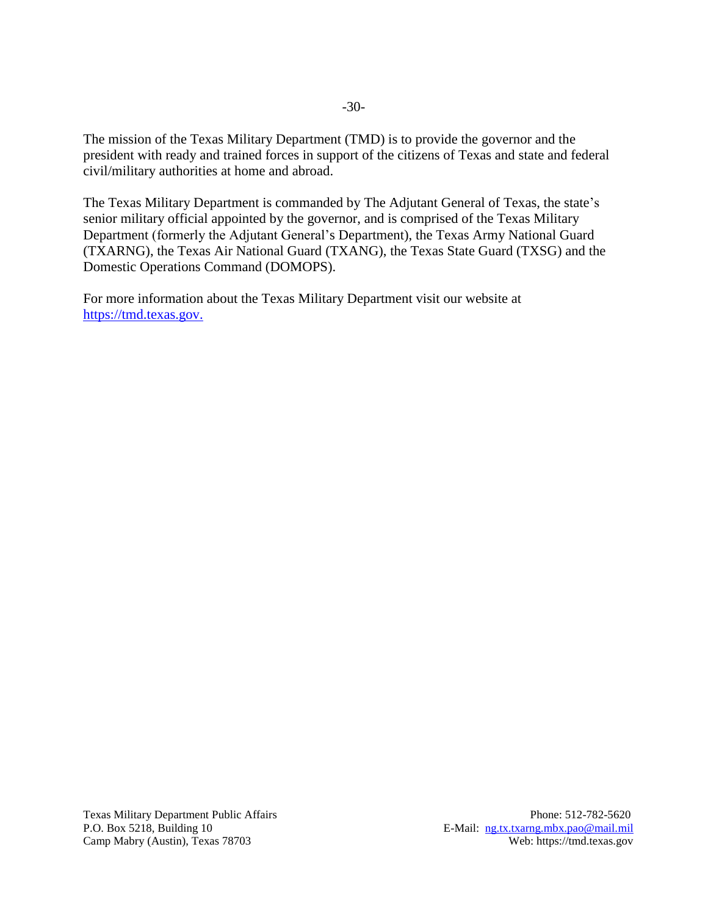-30-

The mission of the Texas Military Department (TMD) is to provide the governor and the president with ready and trained forces in support of the citizens of Texas and state and federal civil/military authorities at home and abroad.

The Texas Military Department is commanded by The Adjutant General of Texas, the state's senior military official appointed by the governor, and is comprised of the Texas Military Department (formerly the Adjutant General's Department), the Texas Army National Guard (TXARNG), the Texas Air National Guard (TXANG), the Texas State Guard (TXSG) and the Domestic Operations Command (DOMOPS).

For more information about the Texas Military Department visit our website at https://tmd.texas.gov.

Texas Military Department Public Affairs
P.O. Box 5218, Building 10
Camp Mabry (Austin), Texas 78703

Phone: 512-782-5620
E-Mail: ng.tx.txarng.mbx.pao@mail.mil
Web: https://tmd.texas.gov